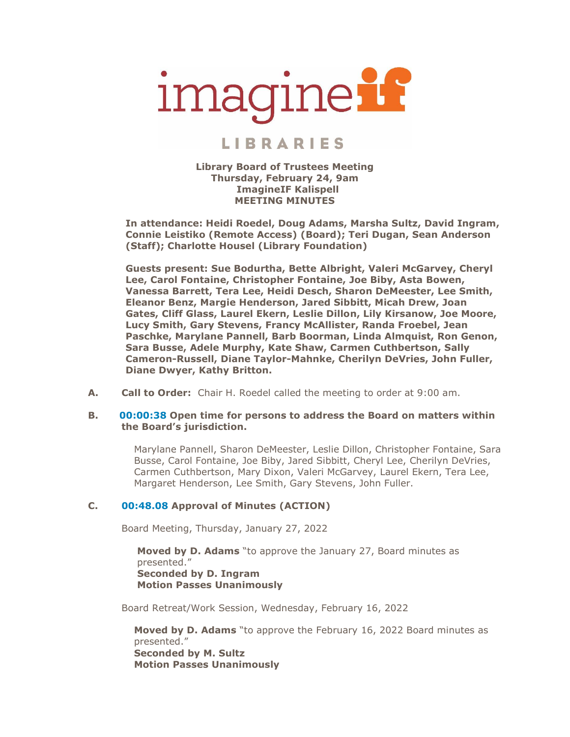imagine**if**

LIBRARIES

**Library Board of Trustees Meeting**
**Thursday, February 24, 9am**
**ImagineIF Kalispell**
**MEETING MINUTES**

**In attendance: Heidi Roedel, Doug Adams, Marsha Sultz, David Ingram, Connie Leistiko (Remote Access) (Board); Teri Dugan, Sean Anderson (Staff); Charlotte Housel (Library Foundation)**

**Guests present: Sue Bodurtha, Bette Albright, Valeri McGarvey, Cheryl Lee, Carol Fontaine, Christopher Fontaine, Joe Biby, Asta Bowen, Vanessa Barrett, Tera Lee, Heidi Desch, Sharon DeMeester, Lee Smith, Eleanor Benz, Margie Henderson, Jared Sibbitt, Micah Drew, Joan Gates, Cliff Glass, Laurel Ekern, Leslie Dillon, Lily Kirsanow, Joe Moore, Lucy Smith, Gary Stevens, Francy McAllister, Randa Froebel, Jean Paschke, Marylane Pannell, Barb Boorman, Linda Almquist, Ron Genon, Sara Busse, Adele Murphy, Kate Shaw, Carmen Cuthbertson, Sally Cameron-Russell, Diane Taylor-Mahnke, Cherilyn DeVries, John Fuller, Diane Dwyer, Kathy Britton.**

**A. Call to Order:** Chair H. Roedel called the meeting to order at 9:00 am.

**B. 00:00:38 Open time for persons to address the Board on matters within the Board's jurisdiction.**

Marylane Pannell, Sharon DeMeester, Leslie Dillon, Christopher Fontaine, Sara Busse, Carol Fontaine, Joe Biby, Jared Sibbitt, Cheryl Lee, Cherilyn DeVries, Carmen Cuthbertson, Mary Dixon, Valeri McGarvey, Laurel Ekern, Tera Lee, Margaret Henderson, Lee Smith, Gary Stevens, John Fuller.

**C. 00:48.08 Approval of Minutes (ACTION)**

Board Meeting, Thursday, January 27, 2022

**Moved by D. Adams** "to approve the January 27, Board minutes as presented."
**Seconded by D. Ingram**
**Motion Passes Unanimously**

Board Retreat/Work Session, Wednesday, February 16, 2022

**Moved by D. Adams** "to approve the February 16, 2022 Board minutes as presented."
**Seconded by M. Sultz**
**Motion Passes Unanimously**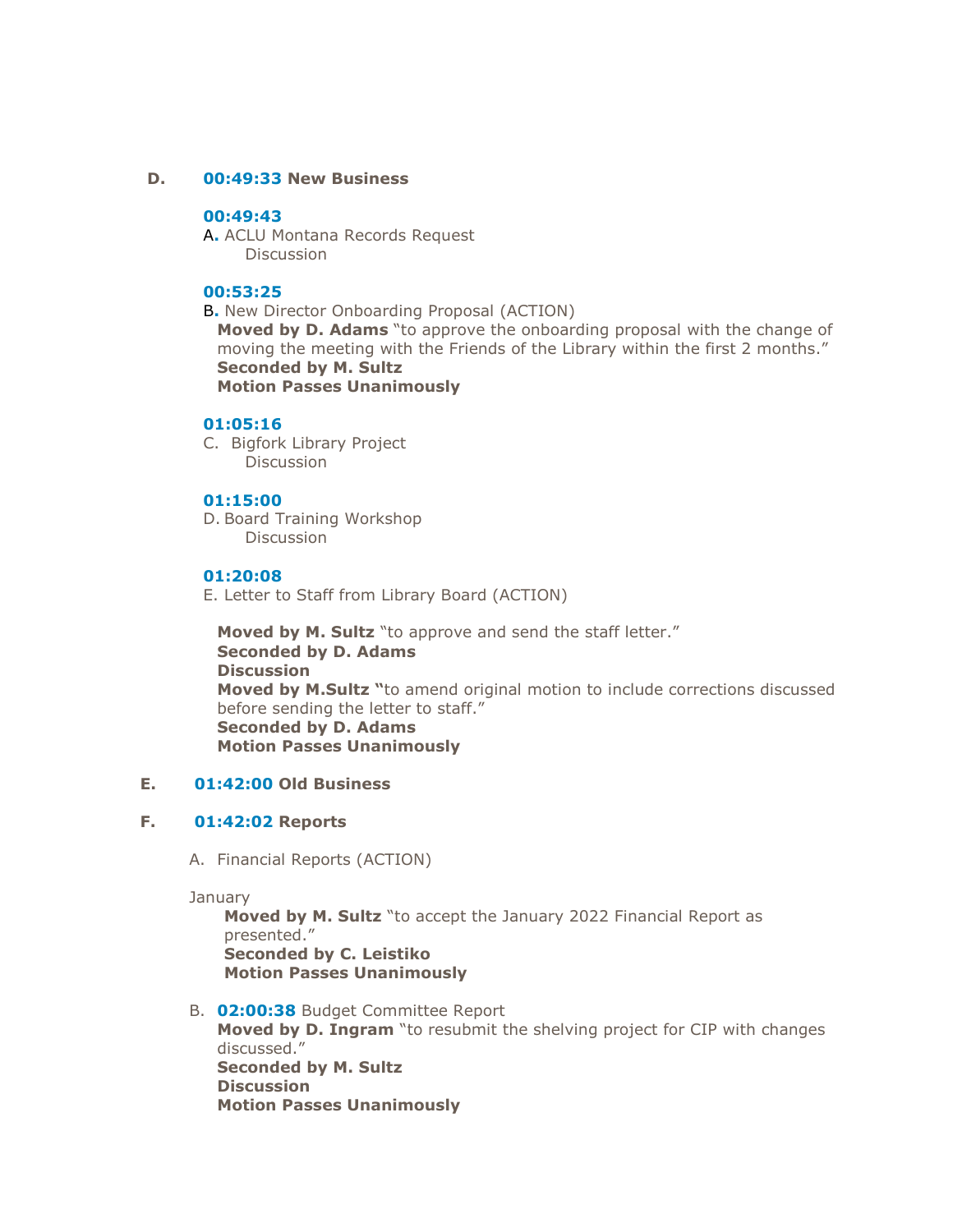**D. 00:49:33 New Business**

**00:49:43**

A. ACLU Montana Records Request
Discussion

**00:53:25**

B. New Director Onboarding Proposal (ACTION)
**Moved by D. Adams** "to approve the onboarding proposal with the change of moving the meeting with the Friends of the Library within the first 2 months."
**Seconded by M. Sultz**
**Motion Passes Unanimously**

**01:05:16**

C. Bigfork Library Project
Discussion

**01:15:00**

D. Board Training Workshop
Discussion

**01:20:08**

E. Letter to Staff from Library Board (ACTION)

**Moved by M. Sultz** "to approve and send the staff letter."
**Seconded by D. Adams**
**Discussion**
**Moved by M.Sultz** "to amend original motion to include corrections discussed before sending the letter to staff."
**Seconded by D. Adams**
**Motion Passes Unanimously**

**E. 01:42:00 Old Business**

**F. 01:42:02 Reports**

A. Financial Reports (ACTION)

January
**Moved by M. Sultz** "to accept the January 2022 Financial Report as presented."
**Seconded by C. Leistiko**
**Motion Passes Unanimously**

B. **02:00:38** Budget Committee Report
**Moved by D. Ingram** "to resubmit the shelving project for CIP with changes discussed."
**Seconded by M. Sultz**
**Discussion**
**Motion Passes Unanimously**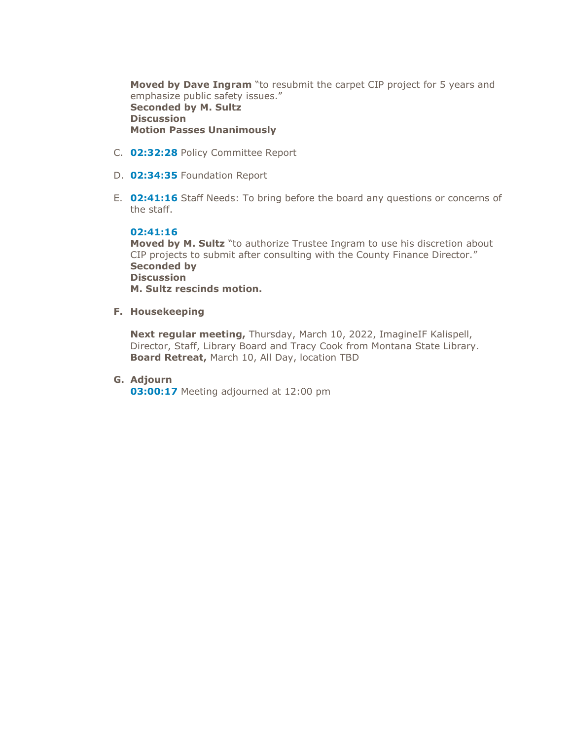**Moved by Dave Ingram** "to resubmit the carpet CIP project for 5 years and emphasize public safety issues."
**Seconded by M. Sultz**
**Discussion**
**Motion Passes Unanimously**

C. **02:32:28** Policy Committee Report

D. **02:34:35** Foundation Report

E. **02:41:16** Staff Needs: To bring before the board any questions or concerns of the staff.

**02:41:16**
**Moved by M. Sultz** "to authorize Trustee Ingram to use his discretion about CIP projects to submit after consulting with the County Finance Director."
**Seconded by**
**Discussion**
**M. Sultz rescinds motion.**

**F. Housekeeping**

**Next regular meeting,** Thursday, March 10, 2022, ImagineIF Kalispell, Director, Staff, Library Board and Tracy Cook from Montana State Library.
**Board Retreat,** March 10, All Day, location TBD

**G. Adjourn**
**03:00:17** Meeting adjourned at 12:00 pm